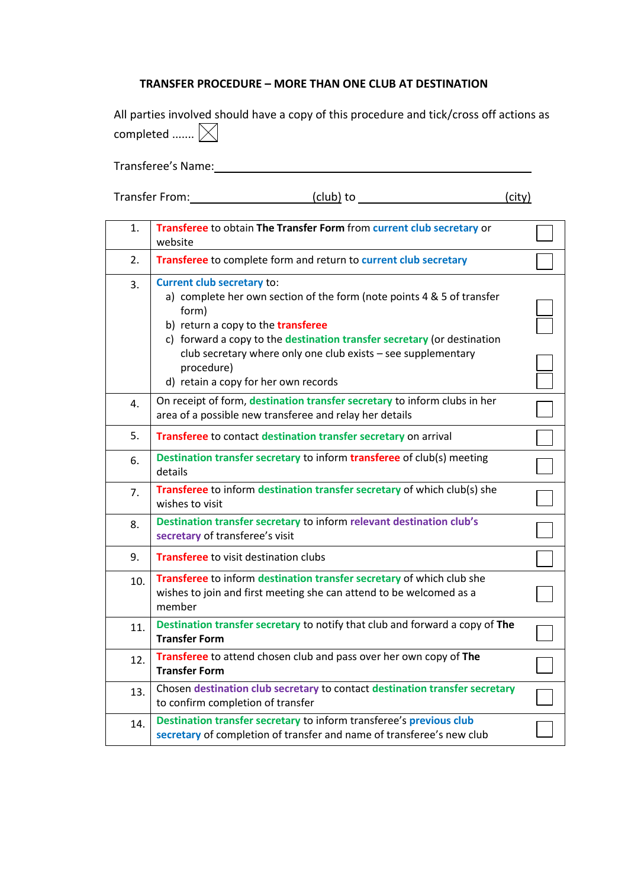# TRANSFER PROCEDURE – MORE THAN ONE CLUB AT DESTINATION

All parties involved should have a copy of this procedure and tick/cross off actions as completed ....... ☒

Transferee's Name: ____________________________________________

Transfer From: ______________________ (club) to ______________________ (city)

| | | |
|---|---|---|
| 1. | **Transferee** to obtain **The Transfer Form** from **current club secretary** or website | ☐ |
| 2. | **Transferee** to complete form and return to **current club secretary** | ☐ |
| 3. | **Current club secretary** to:<br>a) complete her own section of the form (note points 4 & 5 of transfer form)<br>b) return a copy to the **transferee**<br>c) forward a copy to the **destination transfer secretary** (or destination club secretary where only one club exists – see supplementary procedure)<br>d) retain a copy for her own records | ☐<br>☐<br>☐<br>☐ |
| 4. | On receipt of form, **destination transfer secretary** to inform clubs in her area of a possible new transferee and relay her details | ☐ |
| 5. | **Transferee** to contact **destination transfer secretary** on arrival | ☐ |
| 6. | **Destination transfer secretary** to inform **transferee** of club(s) meeting details | ☐ |
| 7. | **Transferee** to inform **destination transfer secretary** of which club(s) she wishes to visit | ☐ |
| 8. | **Destination transfer secretary** to inform **relevant destination club's secretary** of transferee's visit | ☐ |
| 9. | **Transferee** to visit destination clubs | ☐ |
| 10. | **Transferee** to inform **destination transfer secretary** of which club she wishes to join and first meeting she can attend to be welcomed as a member | ☐ |
| 11. | **Destination transfer secretary** to notify that club and forward a copy of **The Transfer Form** | ☐ |
| 12. | **Transferee** to attend chosen club and pass over her own copy of **The Transfer Form** | ☐ |
| 13. | Chosen **destination club secretary** to contact **destination transfer secretary** to confirm completion of transfer | ☐ |
| 14. | **Destination transfer secretary** to inform transferee's **previous club secretary** of completion of transfer and name of transferee's new club | ☐ |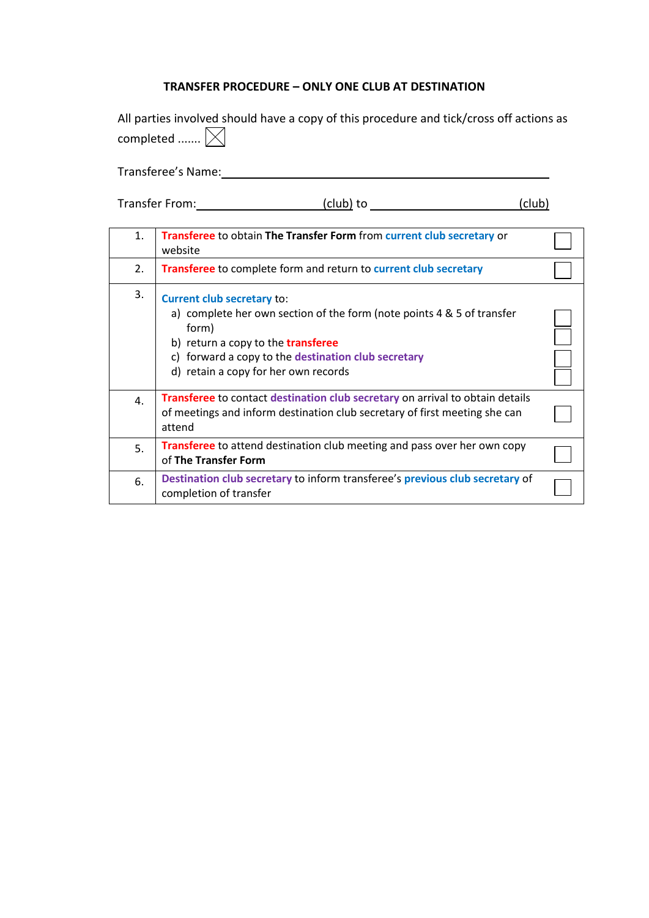**TRANSFER PROCEDURE – ONLY ONE CLUB AT DESTINATION**

All parties involved should have a copy of this procedure and tick/cross off actions as completed ....... ☒

Transferee's Name:\_\_\_\_\_\_\_\_\_\_\_\_\_\_\_\_\_\_\_\_\_\_\_\_\_\_\_\_\_\_\_\_\_\_\_\_\_\_\_\_\_\_\_\_

Transfer From:\_\_\_\_\_\_\_\_\_\_\_\_\_\_\_\_\_\_\_\_\_(club) to \_\_\_\_\_\_\_\_\_\_\_\_\_\_\_\_\_\_\_\_\_\_\_\_(club)

| | | |
|---|---|---|
| 1. | **Transferee** to obtain **The Transfer Form** from **current club secretary** or website | ☐ |
| 2. | **Transferee** to complete form and return to **current club secretary** | ☐ |
| 3. | **Current club secretary** to:<br>a) complete her own section of the form (note points 4 & 5 of transfer form)<br>b) return a copy to the **transferee**<br>c) forward a copy to the **destination club secretary**<br>d) retain a copy for her own records | ☐<br>☐<br>☐<br>☐ |
| 4. | **Transferee** to contact **destination club secretary** on arrival to obtain details of meetings and inform destination club secretary of first meeting she can attend | ☐ |
| 5. | **Transferee** to attend destination club meeting and pass over her own copy of **The Transfer Form** | ☐ |
| 6. | **Destination club secretary** to inform transferee's **previous club secretary** of completion of transfer | ☐ |